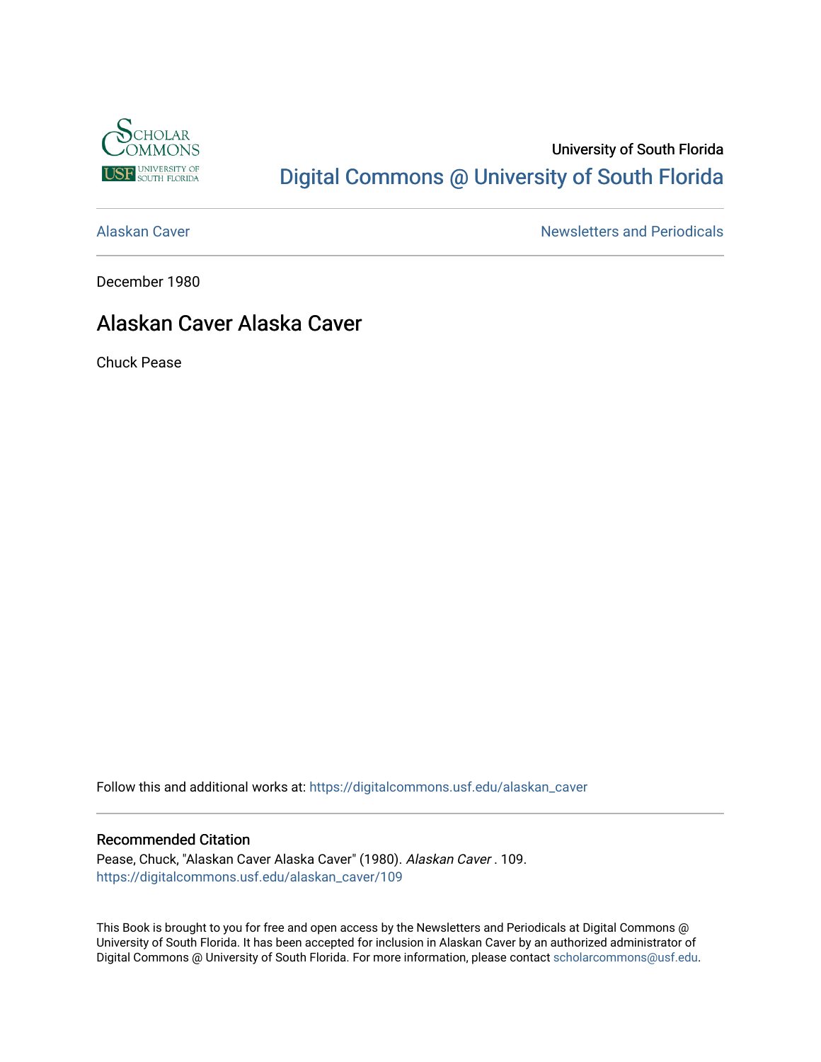University of South Florida

Digital Commons @ University of South Florida

Alaskan Caver

Newsletters and Periodicals

December 1980

# Alaskan Caver Alaska Caver

Chuck Pease

Follow this and additional works at: https://digitalcommons.usf.edu/alaskan_caver

## Recommended Citation

Pease, Chuck, "Alaskan Caver Alaska Caver" (1980). *Alaskan Caver* . 109.
https://digitalcommons.usf.edu/alaskan_caver/109

This Book is brought to you for free and open access by the Newsletters and Periodicals at Digital Commons @ University of South Florida. It has been accepted for inclusion in Alaskan Caver by an authorized administrator of Digital Commons @ University of South Florida. For more information, please contact scholarcommons@usf.edu.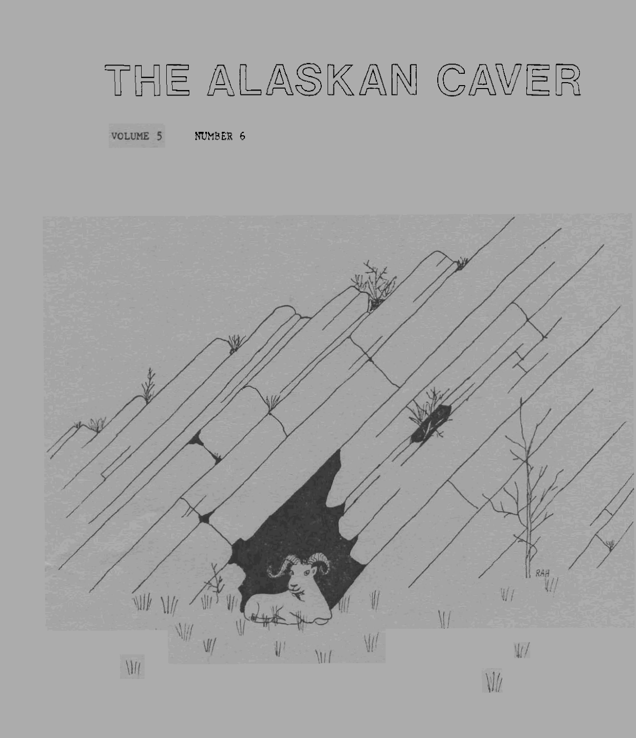# THE ALASKAN CAVER

VOLUME 5 NUMBER 6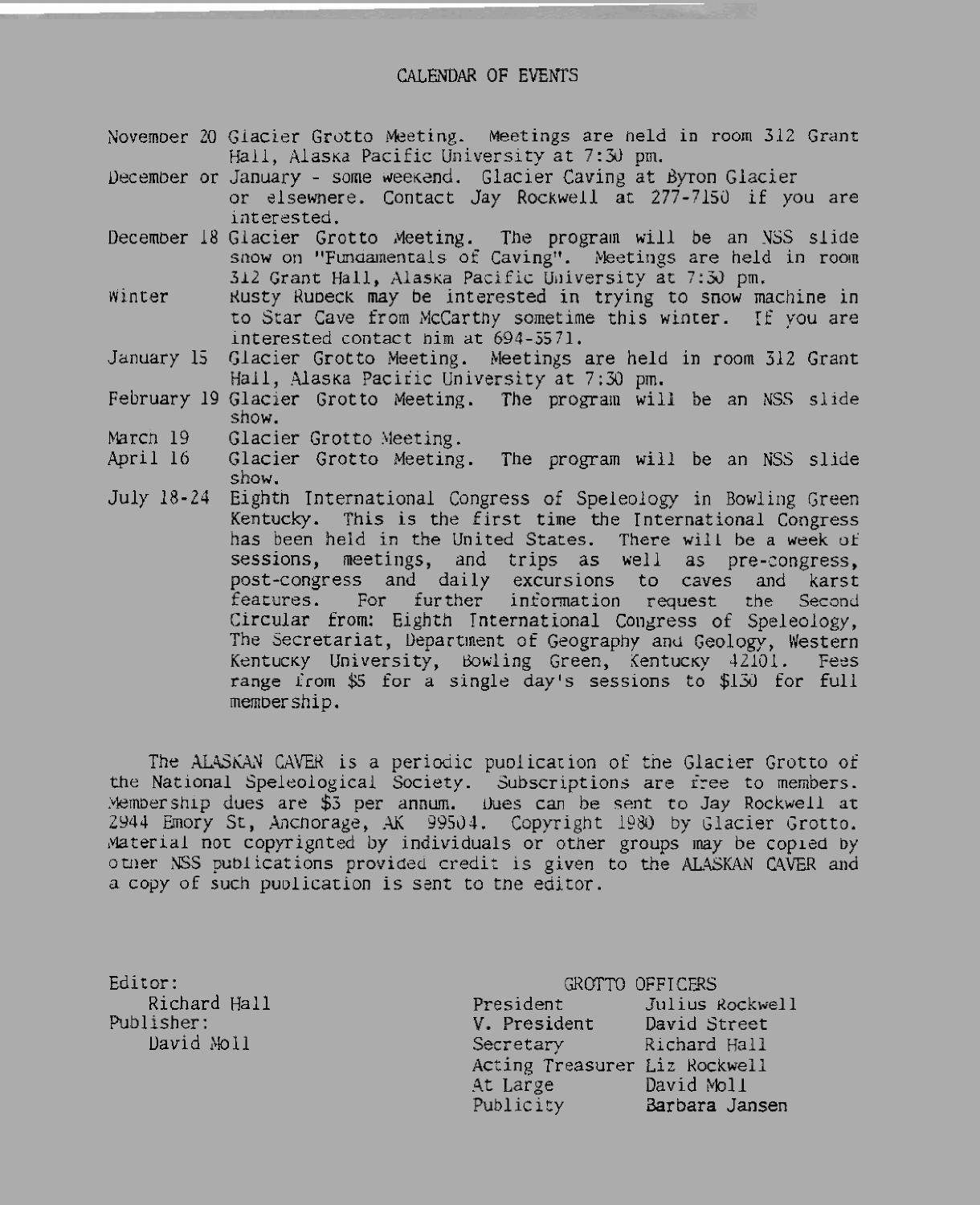# CALENDAR OF EVENTS

- **November 20** Glacier Grotto Meeting. Meetings are held in room 312 Grant Hall, Alaska Pacific University at 7:30 pm.
- **December or January** - some weekend. Glacier Caving at Byron Glacier or elsewhere. Contact Jay Rockwell at 277-7150 if you are interested.
- **December 18** Glacier Grotto Meeting. The program will be an NSS slide show on "Fundamentals of Caving". Meetings are held in room 312 Grant Hall, Alaska Pacific University at 7:30 pm.
- **Winter** Rusty Rubeck may be interested in trying to snow machine in to Star Cave from McCarthy sometime this winter. If you are interested contact him at 694-5571.
- **January 15** Glacier Grotto Meeting. Meetings are held in room 312 Grant Hall, Alaska Pacific University at 7:30 pm.
- **February 19** Glacier Grotto Meeting. The program will be an NSS slide show.
- **March 19** Glacier Grotto Meeting.
- **April 16** Glacier Grotto Meeting. The program will be an NSS slide show.
- **July 18-24** Eighth International Congress of Speleology in Bowling Green Kentucky. This is the first time the International Congress has been held in the United States. There will be a week of sessions, meetings, and trips as well as pre-congress, post-congress and daily excursions to caves and karst features. For further information request the Second Circular from: Eighth International Congress of Speleology, The Secretariat, Department of Geography and Geology, Western Kentucky University, Bowling Green, Kentucky 42101. Fees range from $5 for a single day's sessions to $130 for full membership.

The ALASKAN CAVER is a periodic publication of the Glacier Grotto of the National Speleological Society. Subscriptions are free to members. Membership dues are $3 per annum. Dues can be sent to Jay Rockwell at 2944 Emory St, Anchorage, AK 99504. Copyright 1980 by Glacier Grotto. Material not copyrighted by individuals or other groups may be copied by other NSS publications provided credit is given to the ALASKAN CAVER and a copy of such publication is sent to the editor.

Editor:
Richard Hall

Publisher:
David Moll

GROTTO OFFICERS

| | |
|---|---|
| President | Julius Rockwell |
| V. President | David Street |
| Secretary | Richard Hall |
| Acting Treasurer | Liz Rockwell |
| At Large | David Moll |
| Publicity | Barbara Jansen |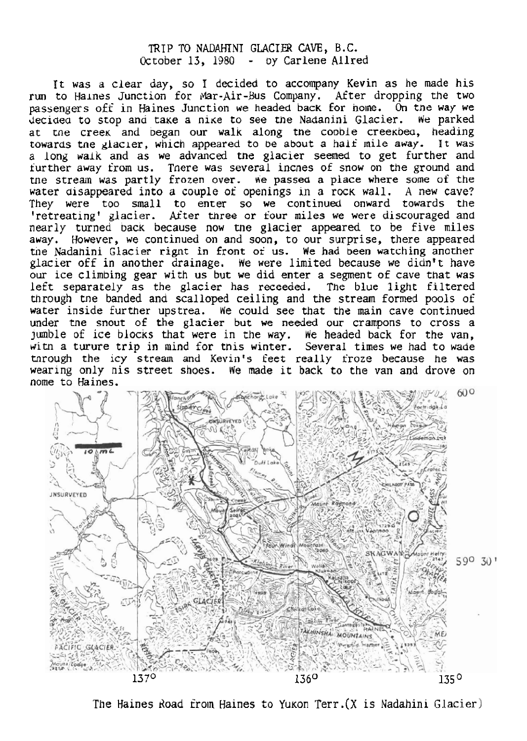TRIP TO NADAHINI GLACIER CAVE, B.C.
October 13, 1980 - by Carlene Allred

It was a clear day, so I decided to accompany Kevin as he made his run to Haines Junction for Mar-Air-Bus Company. After dropping the two passengers off in Haines Junction we headed back for home. On the way we decided to stop and take a hike to see the Nadahini Glacier. We parked at the creek and began our walk along the cobble creekbed, heading towards the glacier, which appeared to be about a half mile away. It was a long walk and as we advanced the glacier seemed to get further and further away from us. There was several inches of snow on the ground and the stream was partly frozen over. We passed a place where some of the water disappeared into a couple of openings in a rock wall. A new cave? They were too small to enter so we continued onward towards the 'retreating' glacier. After three or four miles we were discouraged and nearly turned back because now the glacier appeared to be five miles away. However, we continued on and soon, to our surprise, there appeared the Nadahini Glacier right in front of us. We had been watching another glacier off in another drainage. We were limited because we didn't have our ice climbing gear with us but we did enter a segment of cave that was left separately as the glacier has receeded. The blue light filtered through the banded and scalloped ceiling and the stream formed pools of water inside further upstrea. We could see that the main cave continued under the snout of the glacier but we needed our crampons to cross a jumble of ice blocks that were in the way. We headed back for the van, with a future trip in mind for this winter. Several times we had to wade through the icy stream and Kevin's feet really froze because he was wearing only his street shoes. We made it back to the van and drove on home to Haines.

The Haines Road from Haines to Yukon Terr.(X is Nadahini Glacier)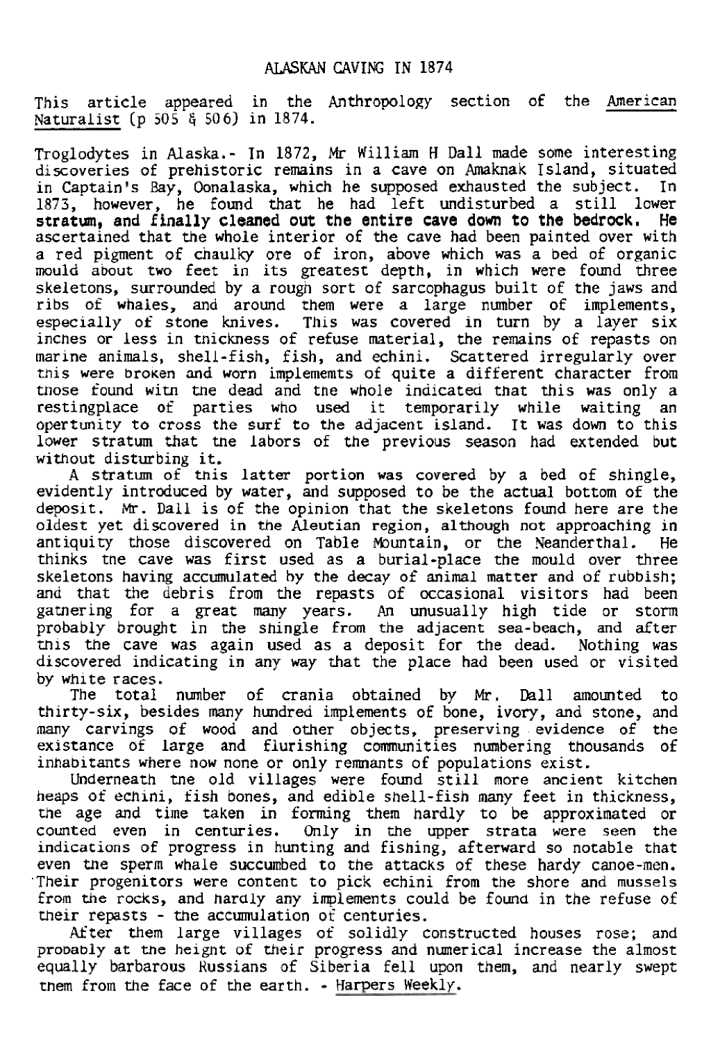# ALASKAN CAVING IN 1874

This article appeared in the Anthropology section of the <u>American Naturalist</u> (p 505 & 506) in 1874.

Troglodytes in Alaska.- In 1872, Mr William H Dall made some interesting discoveries of prehistoric remains in a cave on Amaknak Island, situated in Captain's Bay, Oonalaska, which he supposed exhausted the subject. In 1873, however, he found that he had left undisturbed a still lower stratum, and finally cleaned out the entire cave down to the bedrock. He ascertained that the whole interior of the cave had been painted over with a red pigment of chaulky ore of iron, above which was a bed of organic mould about two feet in its greatest depth, in which were found three skeletons, surrounded by a rough sort of sarcophagus built of the jaws and ribs of whales, and around them were a large number of implements, especially of stone knives. This was covered in turn by a layer six inches or less in thickness of refuse material, the remains of repasts on marine animals, shell-fish, fish, and echini. Scattered irregularly over this were broken and worn implememts of quite a different character from those found with the dead and the whole indicated that this was only a restingplace of parties who used it temporarily while waiting an opertunity to cross the surf to the adjacent island. It was down to this lower stratum that the labors of the previous season had extended but without disturbing it.

A stratum of this latter portion was covered by a bed of shingle, evidently introduced by water, and supposed to be the actual bottom of the deposit. Mr. Dall is of the opinion that the skeletons found here are the oldest yet discovered in the Aleutian region, although not approaching in antiquity those discovered on Table Mountain, or the Neanderthal. He thinks the cave was first used as a burial-place the mould over three skeletons having accumulated by the decay of animal matter and of rubbish; and that the debris from the repasts of occasional visitors had been gathering for a great many years. An unusually high tide or storm probably brought in the shingle from the adjacent sea-beach, and after this the cave was again used as a deposit for the dead. Nothing was discovered indicating in any way that the place had been used or visited by white races.

The total number of crania obtained by Mr. Dall amounted to thirty-six, besides many hundred implements of bone, ivory, and stone, and many carvings of wood and other objects, preserving evidence of the existance of large and flurishing communities numbering thousands of inhabitants where now none or only remnants of populations exist.

Underneath the old villages were found still more ancient kitchen heaps of echini, fish bones, and edible shell-fish many feet in thickness, the age and time taken in forming them hardly to be approximated or counted even in centuries. Only in the upper strata were seen the indications of progress in hunting and fishing, afterward so notable that even the sperm whale succumbed to the attacks of these hardy canoe-men. Their progenitors were content to pick echini from the shore and mussels from the rocks, and hardly any implements could be found in the refuse of their repasts - the accumulation of centuries.

After them large villages of solidly constructed houses rose; and probably at the height of their progress and numerical increase the almost equally barbarous Russians of Siberia fell upon them, and nearly swept them from the face of the earth. - <u>Harpers Weekly</u>.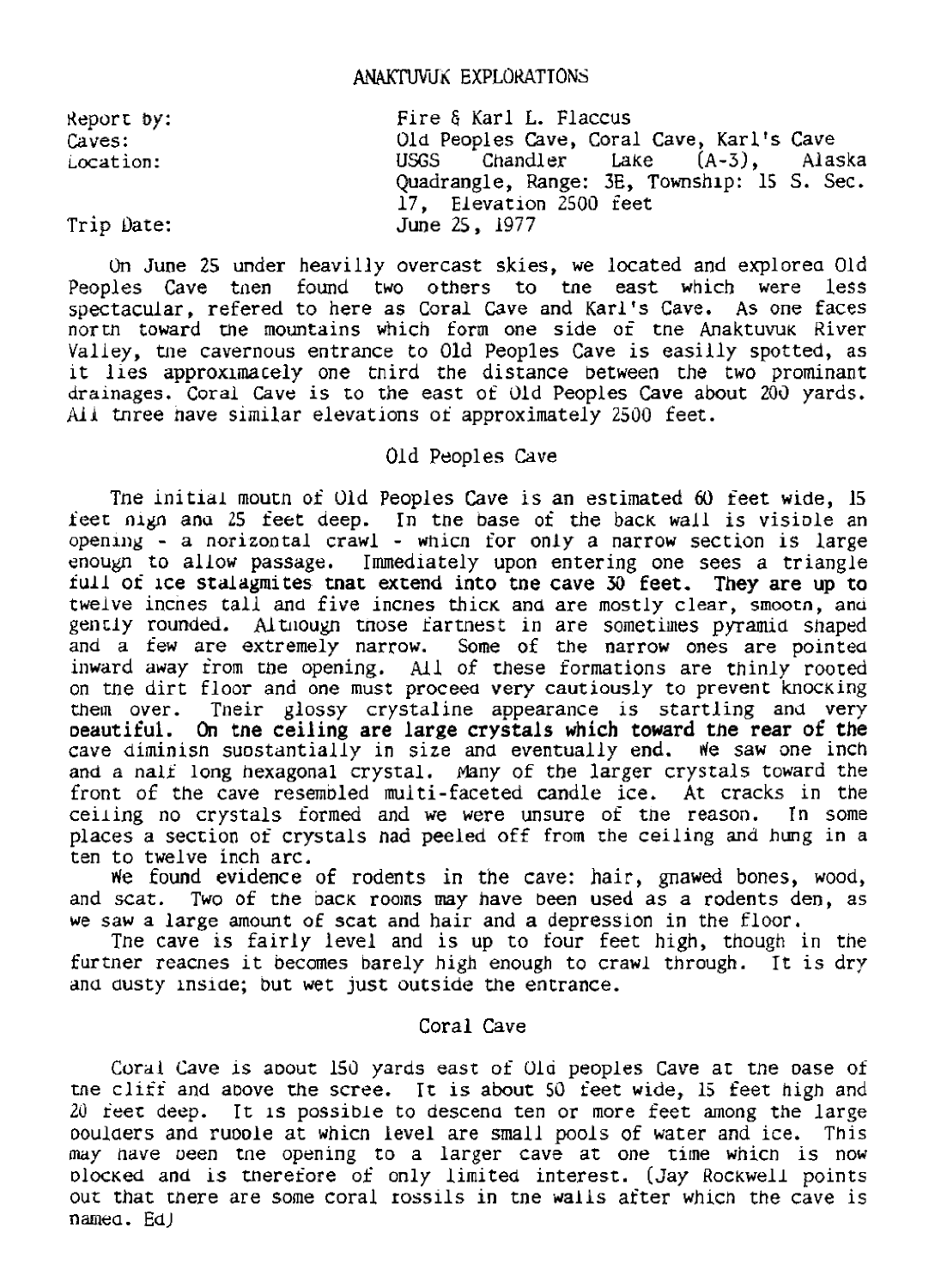## ANAKTUVUK EXPLORATIONS

Report by: Fire & Karl L. Flaccus
Caves: Old Peoples Cave, Coral Cave, Karl's Cave
Location: USGS Chandler Lake (A-3), Alaska Quadrangle, Range: 3E, Township: 15 S. Sec. 17, Elevation 2500 feet
Trip Date: June 25, 1977

On June 25 under heavilly overcast skies, we located and explored Old Peoples Cave then found two others to the east which were less spectacular, refered to here as Coral Cave and Karl's Cave. As one faces north toward the mountains which form one side of the Anaktuvuk River Valley, the cavernous entrance to Old Peoples Cave is easilly spotted, as it lies approximately one third the distance between the two prominant drainages. Coral Cave is to the east of Old Peoples Cave about 200 yards. All three have similar elevations of approximately 2500 feet.

### Old Peoples Cave

The initial mouth of Old Peoples Cave is an estimated 60 feet wide, 15 feet high and 25 feet deep. In the base of the back wall is visible an opening - a horizontal crawl - which for only a narrow section is large enough to allow passage. Immediately upon entering one sees a triangle full of ice stalagmites that extend into the cave 30 feet. They are up to twelve inches tall and five inches thick and are mostly clear, smooth, and gently rounded. Although those farthest in are sometimes pyramid shaped and a few are extremely narrow. Some of the narrow ones are pointed inward away from the opening. All of these formations are thinly rooted on the dirt floor and one must proceed very cautiously to prevent knocking them over. Their glossy crystaline appearance is startling and very beautiful. On the ceiling are large crystals which toward the rear of the cave diminish substantially in size and eventually end. We saw one inch and a half long hexagonal crystal. Many of the larger crystals toward the front of the cave resembled multi-faceted candle ice. At cracks in the ceiling no crystals formed and we were unsure of the reason. In some places a section of crystals had peeled off from the ceiling and hung in a ten to twelve inch arc.

We found evidence of rodents in the cave: hair, gnawed bones, wood, and scat. Two of the back rooms may have been used as a rodents den, as we saw a large amount of scat and hair and a depression in the floor.

The cave is fairly level and is up to four feet high, though in the further reaches it becomes barely high enough to crawl through. It is dry and dusty inside; but wet just outside the entrance.

### Coral Cave

Coral Cave is about 150 yards east of Old peoples Cave at the base of the cliff and above the scree. It is about 50 feet wide, 15 feet high and 20 feet deep. It is possible to descend ten or more feet among the large boulders and rubble at which level are small pools of water and ice. This may have been the opening to a larger cave at one time which is now blocked and is therefore of only limited interest. (Jay Rockwell points out that there are some coral fossils in the walls after which the cave is named. Ed)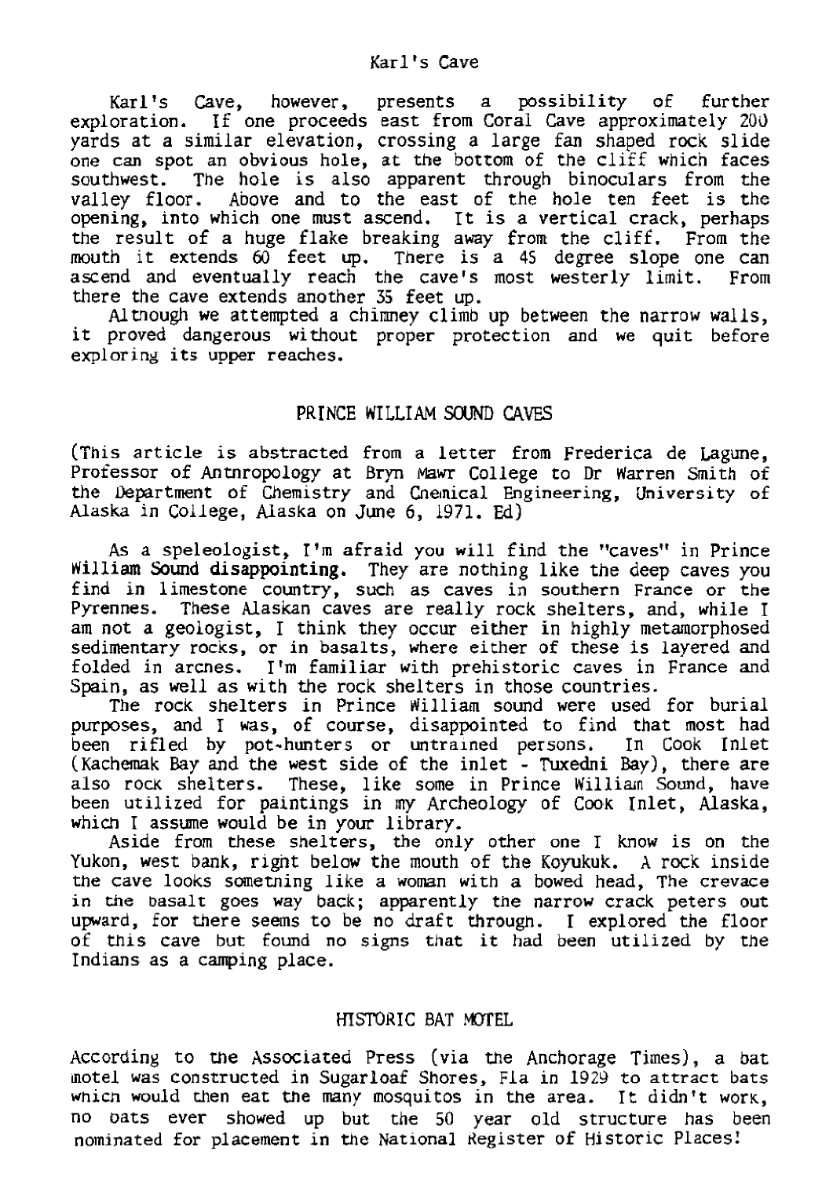## Karl's Cave

Karl's Cave, however, presents a possibility of further exploration. If one proceeds east from Coral Cave approximately 200 yards at a similar elevation, crossing a large fan shaped rock slide one can spot an obvious hole, at the bottom of the cliff which faces southwest. The hole is also apparent through binoculars from the valley floor. Above and to the east of the hole ten feet is the opening, into which one must ascend. It is a vertical crack, perhaps the result of a huge flake breaking away from the cliff. From the mouth it extends 60 feet up. There is a 45 degree slope one can ascend and eventually reach the cave's most westerly limit. From there the cave extends another 35 feet up.

Although we attempted a chimney climb up between the narrow walls, it proved dangerous without proper protection and we quit before exploring its upper reaches.

## PRINCE WILLIAM SOUND CAVES

(This article is abstracted from a letter from Frederica de Lagune, Professor of Antnropology at Bryn Mawr College to Dr Warren Smith of the Department of Chemistry and Cnemical Engineering, University of Alaska in College, Alaska on June 6, 1971. Ed)

As a speleologist, I'm afraid you will find the "caves" in Prince William Sound disappointing. They are nothing like the deep caves you find in limestone country, such as caves in southern France or the Pyrennes. These Alaskan caves are really rock shelters, and, while I am not a geologist, I think they occur either in highly metamorphosed sedimentary rocks, or in basalts, where either of these is layered and folded in arcnes. I'm familiar with prehistoric caves in France and Spain, as well as with the rock shelters in those countries.

The rock shelters in Prince William sound were used for burial purposes, and I was, of course, disappointed to find that most had been rifled by pot-hunters or untrained persons. In Cook Inlet (Kachemak Bay and the west side of the inlet - Tuxedni Bay), there are also rock shelters. These, like some in Prince William Sound, have been utilized for paintings in my Archeology of Cook Inlet, Alaska, which I assume would be in your library.

Aside from these shelters, the only other one I know is on the Yukon, west bank, right below the mouth of the Koyukuk. A rock inside the cave looks something like a woman with a bowed head, The crevace in the basalt goes way back; apparently the narrow crack peters out upward, for there seems to be no draft through. I explored the floor of this cave but found no signs that it had been utilized by the Indians as a camping place.

## HISTORIC BAT MOTEL

According to the Associated Press (via the Anchorage Times), a bat motel was constructed in Sugarloaf Shores, Fla in 1929 to attract bats which would then eat the many mosquitos in the area. It didn't work, no bats ever showed up but the 50 year old structure has been nominated for placement in the National Register of Historic Places!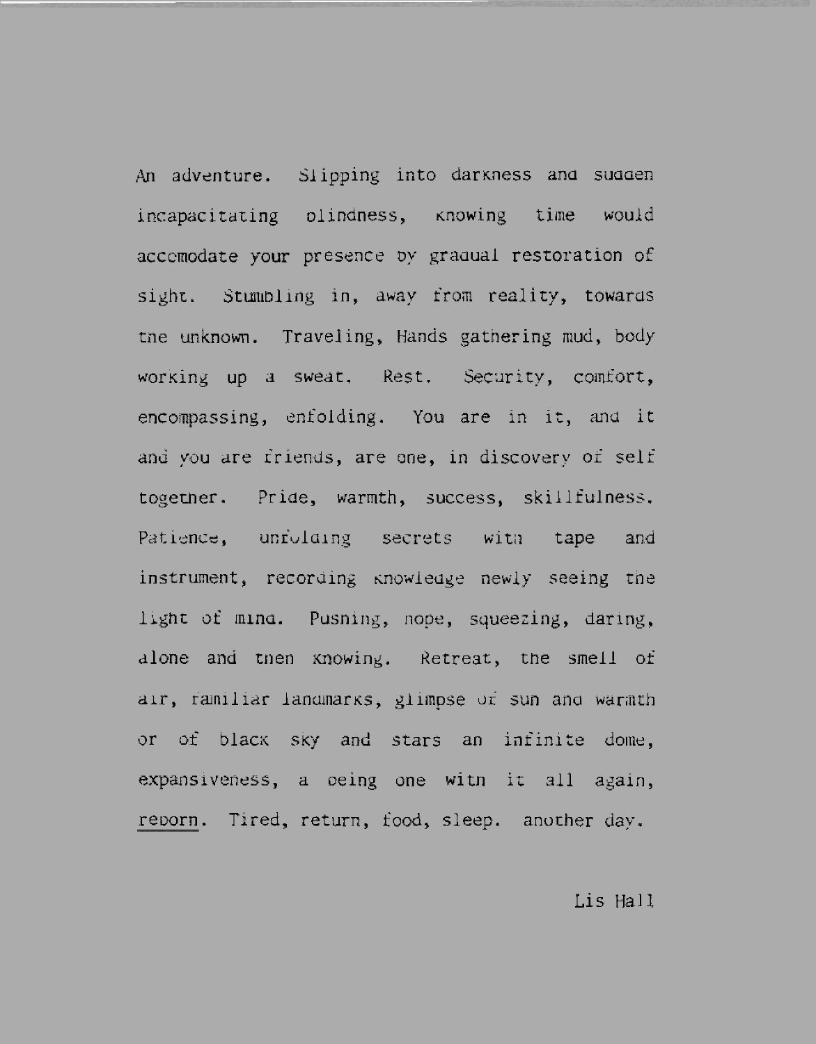An adventure. Slipping into darkness and sudden incapacitating blindness, knowing time would accomodate your presence by gradual restoration of sight. Stumbling in, away from reality, towards the unknown. Traveling, Hands gathering mud, body working up a sweat. Rest. Security, comfort, encompassing, enfolding. You are in it, and it and you are friends, are one, in discovery of self together. Pride, warmth, success, skillfulness. Patience, unfolding secrets with tape and instrument, recording knowledge newly seeing the light of mind. Pushing, hope, squeezing, daring, alone and then knowing. Retreat, the smell of air, familiar landmarks, glimpse of sun and warmth or of black sky and stars an infinite dome, expansiveness, a being one with it all again, reborn. Tired, return, food, sleep. another day.

Lis Hall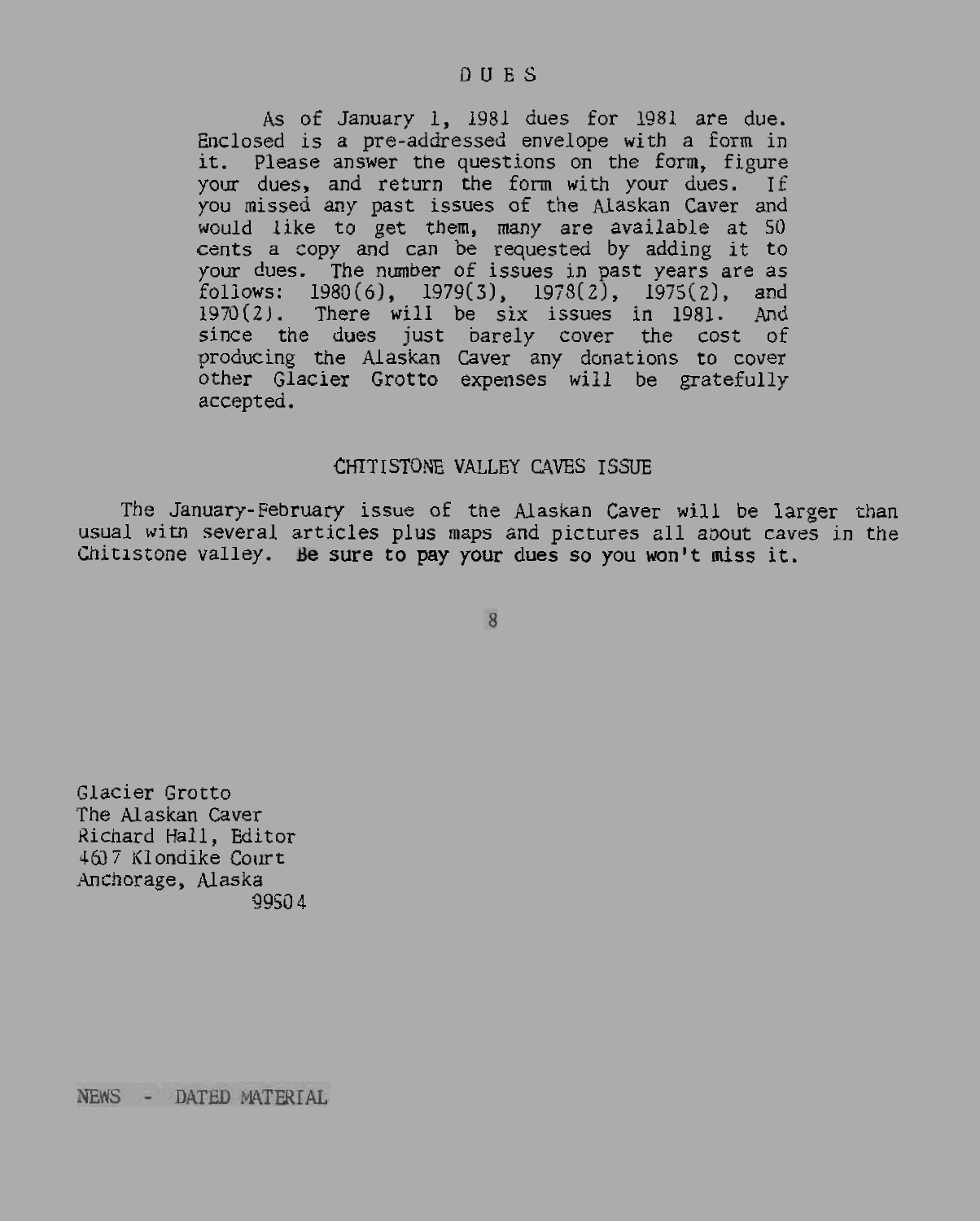## DUES

As of January 1, 1981 dues for 1981 are due. Enclosed is a pre-addressed envelope with a form in it. Please answer the questions on the form, figure your dues, and return the form with your dues. If you missed any past issues of the Alaskan Caver and would like to get them, many are available at 50 cents a copy and can be requested by adding it to your dues. The number of issues in past years are as follows: 1980(6), 1979(3), 1978(2), 1975(2), and 1970(2). There will be six issues in 1981. And since the dues just barely cover the cost of producing the Alaskan Caver any donations to cover other Glacier Grotto expenses will be gratefully accepted.

## CHITISTONE VALLEY CAVES ISSUE

The January-February issue of the Alaskan Caver will be larger than usual with several articles plus maps and pictures all about caves in the Chitistone valley. **Be sure to pay your dues so you won't miss it.**

Glacier Grotto
The Alaskan Caver
Richard Hall, Editor
4607 Klondike Court
Anchorage, Alaska
99504

NEWS - DATED MATERIAL